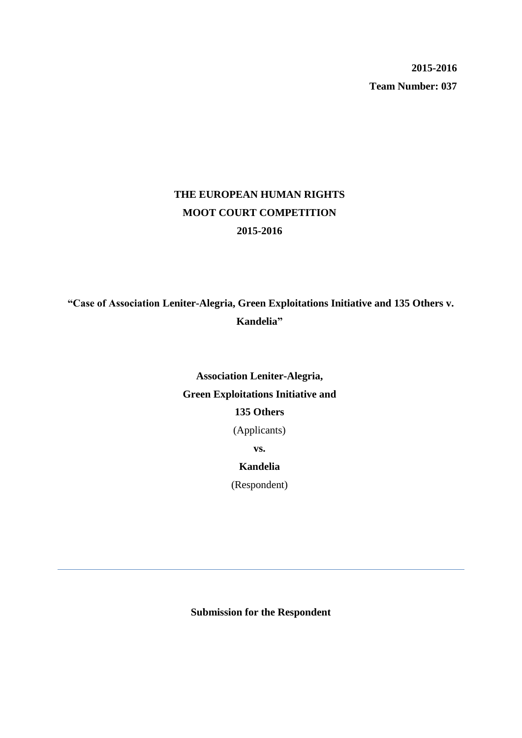**2015-2016**

**Team Number: 037**

# THE EUROPEAN HUMAN RIGHTS MOOT COURT COMPETITION 2015-2016

**"Case of Association Leniter-Alegria, Green Exploitations Initiative and 135 Others v. Kandelia"**

**Association Leniter-Alegria,**

**Green Exploitations Initiative and**

**135 Others**

(Applicants)

**vs.**

**Kandelia**

(Respondent)

---

**Submission for the Respondent**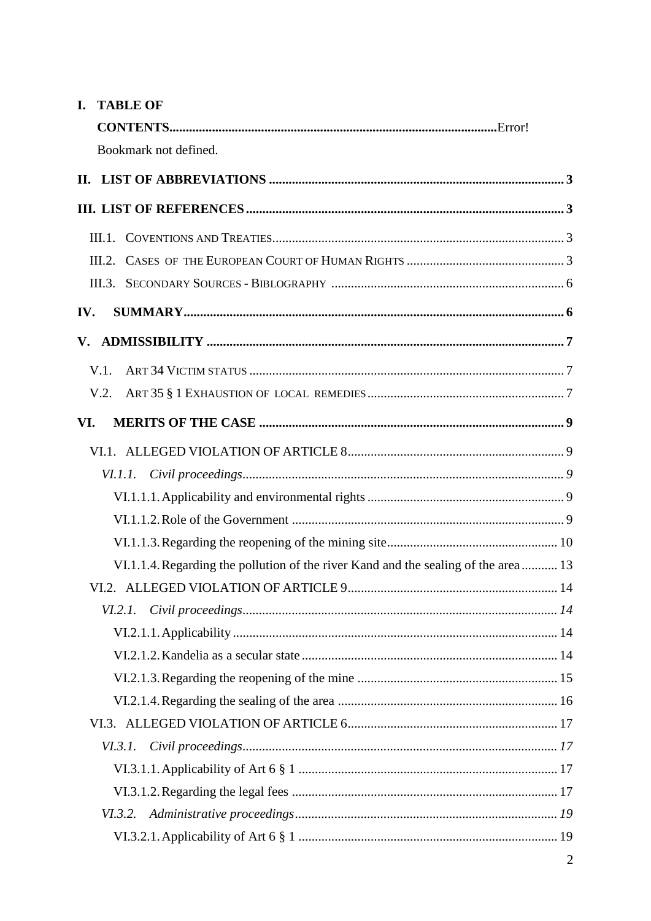**I. TABLE OF CONTENTS**......................................................................................................Error! Bookmark not defined.

**II. LIST OF ABBREVIATIONS** ........................................................................................ 3

**III. LIST OF REFERENCES** ............................................................................................ 3

III.1. COVENTIONS AND TREATIES ........................................................................................ 3

III.2. CASES OF THE EUROPEAN COURT OF HUMAN RIGHTS ................................................ 3

III.3. SECONDARY SOURCES - BIBLOGRAPHY ...................................................................... 6

**IV. SUMMARY** .................................................................................................................. 6

**V. ADMISSIBILITY** ............................................................................................................ 7

V.1. ART 34 VICTIM STATUS ............................................................................................... 7

V.2. ART 35 § 1 EXHAUSTION OF LOCAL REMEDIES ........................................................... 7

**VI. MERITS OF THE CASE** ............................................................................................... 9

VI.1. ALLEGED VIOLATION OF ARTICLE 8 ................................................................................. 9

*VI.1.1. Civil proceedings* ................................................................................................ *9*

VI.1.1.1. Applicability and environmental rights ........................................................... 9

VI.1.1.2. Role of the Government .................................................................................. 9

VI.1.1.3. Regarding the reopening of the mining site ................................................... 10

VI.1.1.4. Regarding the pollution of the river Kand and the sealing of the area ........... 13

VI.2. ALLEGED VIOLATION OF ARTICLE 9 ............................................................................... 14

*VI.2.1. Civil proceedings* ................................................................................................ *14*

VI.2.1.1. Applicability .................................................................................................. 14

VI.2.1.2. Kandelia as a secular state ............................................................................. 14

VI.2.1.3. Regarding the reopening of the mine ............................................................ 15

VI.2.1.4. Regarding the sealing of the area .................................................................. 16

VI.3. ALLEGED VIOLATION OF ARTICLE 6 ............................................................................... 17

*VI.3.1. Civil proceedings* ................................................................................................ *17*

VI.3.1.1. Applicability of Art 6 § 1 .............................................................................. 17

VI.3.1.2. Regarding the legal fees ................................................................................ 17

*VI.3.2. Administrative proceedings* ................................................................................ *19*

VI.3.2.1. Applicability of Art 6 § 1 .............................................................................. 19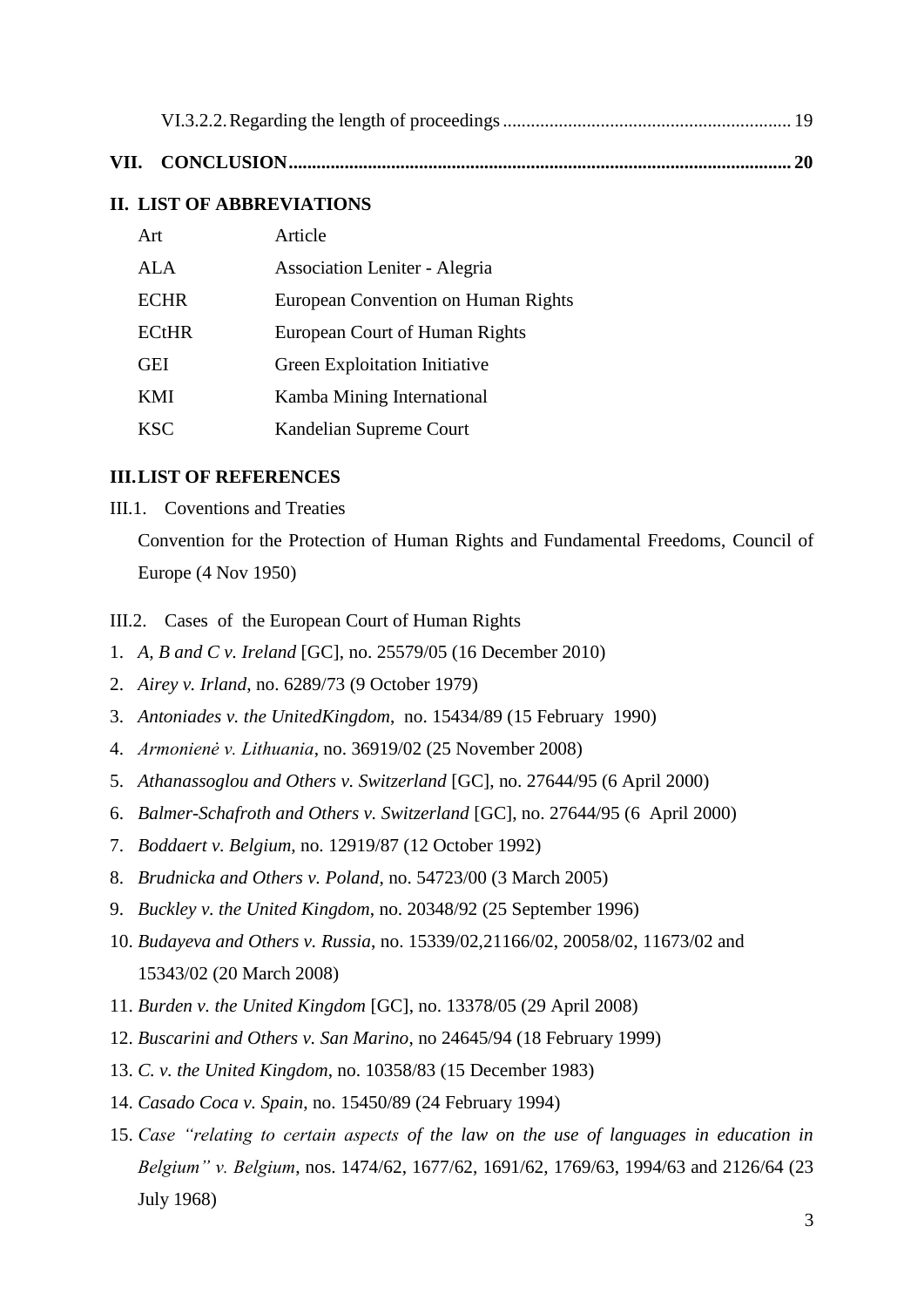VI.3.2.2. Regarding the length of proceedings ............................................................ 19

**VII. CONCLUSION** .......................................................................................................... **20**

## II. LIST OF ABBREVIATIONS

| | |
|---|---|
| Art | Article |
| ALA | Association Leniter - Alegria |
| ECHR | European Convention on Human Rights |
| ECtHR | European Court of Human Rights |
| GEI | Green Exploitation Initiative |
| KMI | Kamba Mining International |
| KSC | Kandelian Supreme Court |

## III. LIST OF REFERENCES

III.1. Coventions and Treaties

Convention for the Protection of Human Rights and Fundamental Freedoms, Council of Europe (4 Nov 1950)

III.2. Cases of the European Court of Human Rights

1. *A, B and C v. Ireland* [GC], no. 25579/05 (16 December 2010)
2. *Airey v. Irland*, no. 6289/73 (9 October 1979)
3. *Antoniades v. the UnitedKingdom*, no. 15434/89 (15 February 1990)
4. *Armonienė v. Lithuania*, no. 36919/02 (25 November 2008)
5. *Athanassoglou and Others v. Switzerland* [GC], no. 27644/95 (6 April 2000)
6. *Balmer-Schafroth and Others v. Switzerland* [GC], no. 27644/95 (6 April 2000)
7. *Boddaert v. Belgium*, no. 12919/87 (12 October 1992)
8. *Brudnicka and Others v. Poland*, no. 54723/00 (3 March 2005)
9. *Buckley v. the United Kingdom*, no. 20348/92 (25 September 1996)
10. *Budayeva and Others v. Russia*, no. 15339/02,21166/02, 20058/02, 11673/02 and 15343/02 (20 March 2008)
11. *Burden v. the United Kingdom* [GC], no. 13378/05 (29 April 2008)
12. *Buscarini and Others v. San Marino*, no 24645/94 (18 February 1999)
13. *C. v. the United Kingdom*, no. 10358/83 (15 December 1983)
14. *Casado Coca v. Spain*, no. 15450/89 (24 February 1994)
15. *Case "relating to certain aspects of the law on the use of languages in education in Belgium" v. Belgium*, nos. 1474/62, 1677/62, 1691/62, 1769/63, 1994/63 and 2126/64 (23 July 1968)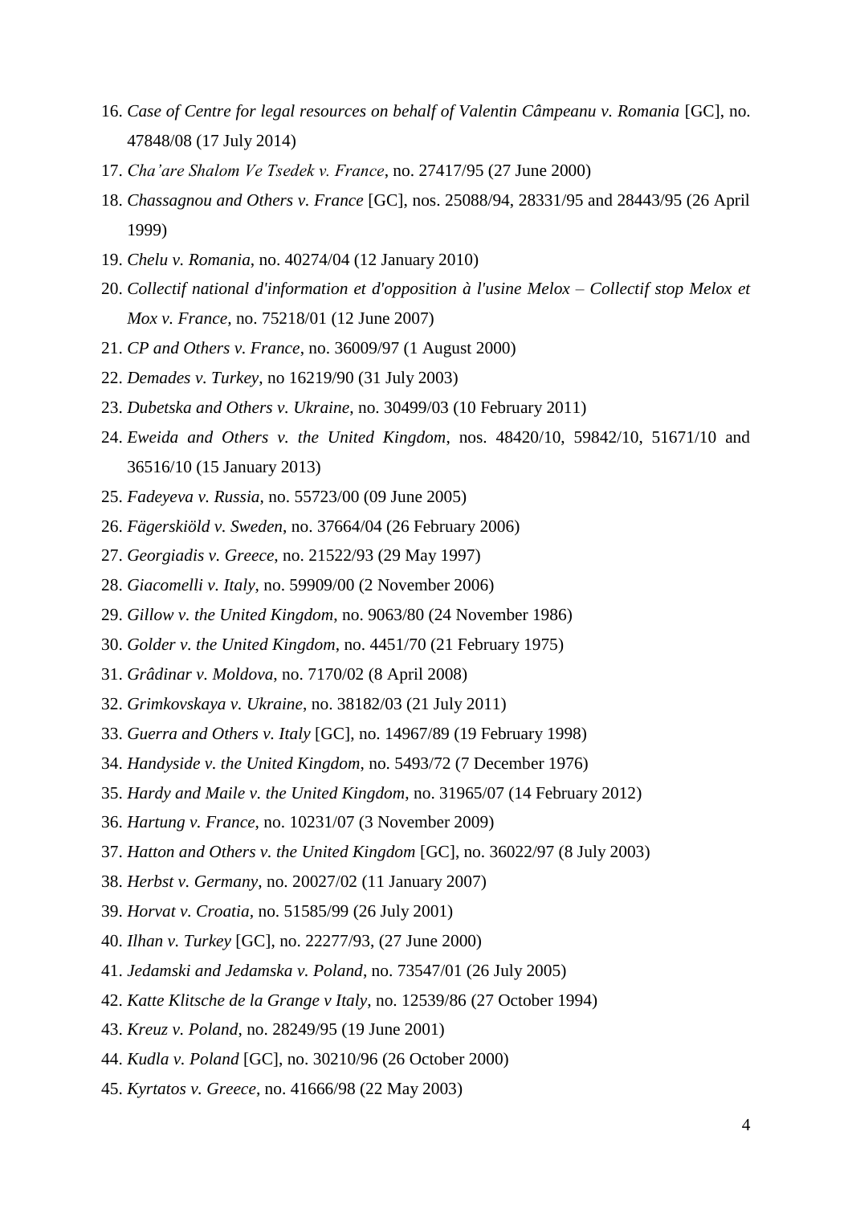16. *Case of Centre for legal resources on behalf of Valentin Câmpeanu v. Romania* [GC], no. 47848/08 (17 July 2014)
17. *Cha'are Shalom Ve Tsedek v. France*, no. 27417/95 (27 June 2000)
18. *Chassagnou and Others v. France* [GC], nos. 25088/94, 28331/95 and 28443/95 (26 April 1999)
19. *Chelu v. Romania*, no. 40274/04 (12 January 2010)
20. *Collectif national d'information et d'opposition à l'usine Melox – Collectif stop Melox et Mox v. France*, no. 75218/01 (12 June 2007)
21. *CP and Others v. France*, no. 36009/97 (1 August 2000)
22. *Demades v. Turkey*, no 16219/90 (31 July 2003)
23. *Dubetska and Others v. Ukraine*, no. 30499/03 (10 February 2011)
24. *Eweida and Others v. the United Kingdom*, nos. 48420/10, 59842/10, 51671/10 and 36516/10 (15 January 2013)
25. *Fadeyeva v. Russia*, no. 55723/00 (09 June 2005)
26. *Fägerskiöld v. Sweden*, no. 37664/04 (26 February 2006)
27. *Georgiadis v. Greece*, no. 21522/93 (29 May 1997)
28. *Giacomelli v. Italy*, no. 59909/00 (2 November 2006)
29. *Gillow v. the United Kingdom*, no. 9063/80 (24 November 1986)
30. *Golder v. the United Kingdom*, no. 4451/70 (21 February 1975)
31. *Grâdinar v. Moldova*, no. 7170/02 (8 April 2008)
32. *Grimkovskaya v. Ukraine*, no. 38182/03 (21 July 2011)
33. *Guerra and Others v. Italy* [GC], no. 14967/89 (19 February 1998)
34. *Handyside v. the United Kingdom*, no. 5493/72 (7 December 1976)
35. *Hardy and Maile v. the United Kingdom*, no. 31965/07 (14 February 2012)
36. *Hartung v. France*, no. 10231/07 (3 November 2009)
37. *Hatton and Others v. the United Kingdom* [GC], no. 36022/97 (8 July 2003)
38. *Herbst v. Germany*, no. 20027/02 (11 January 2007)
39. *Horvat v. Croatia*, no. 51585/99 (26 July 2001)
40. *Ilhan v. Turkey* [GC], no. 22277/93, (27 June 2000)
41. *Jedamski and Jedamska v. Poland*, no. 73547/01 (26 July 2005)
42. *Katte Klitsche de la Grange v Italy*, no. 12539/86 (27 October 1994)
43. *Kreuz v. Poland*, no. 28249/95 (19 June 2001)
44. *Kudla v. Poland* [GC], no. 30210/96 (26 October 2000)
45. *Kyrtatos v. Greece*, no. 41666/98 (22 May 2003)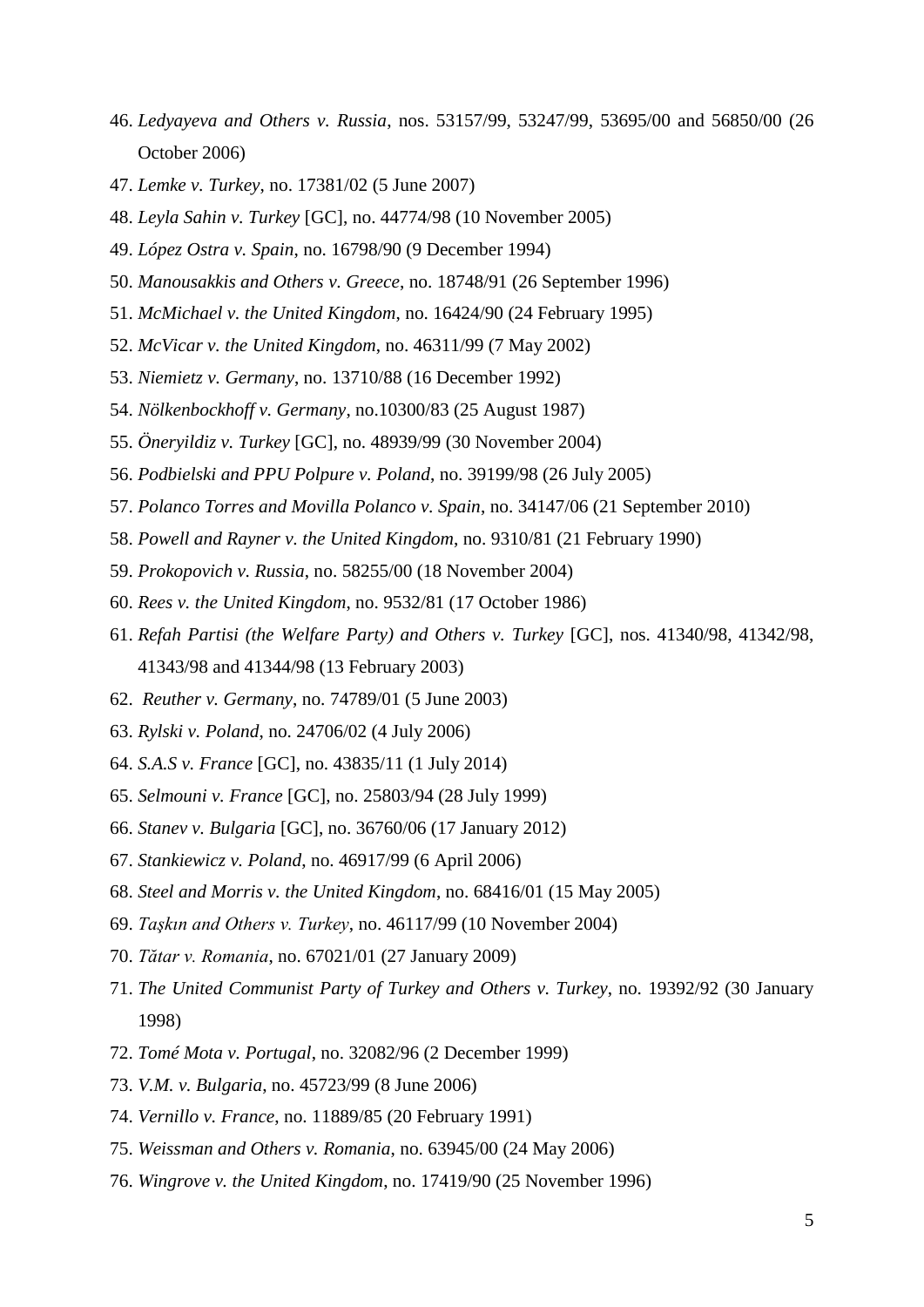46. *Ledyayeva and Others v. Russia*, nos. 53157/99, 53247/99, 53695/00 and 56850/00 (26 October 2006)
47. *Lemke v. Turkey*, no. 17381/02 (5 June 2007)
48. *Leyla Sahin v. Turkey* [GC], no. 44774/98 (10 November 2005)
49. *López Ostra v. Spain*, no. 16798/90 (9 December 1994)
50. *Manousakkis and Others v. Greece*, no. 18748/91 (26 September 1996)
51. *McMichael v. the United Kingdom*, no. 16424/90 (24 February 1995)
52. *McVicar v. the United Kingdom*, no. 46311/99 (7 May 2002)
53. *Niemietz v. Germany*, no. 13710/88 (16 December 1992)
54. *Nölkenbockhoff v. Germany*, no.10300/83 (25 August 1987)
55. *Öneryildiz v. Turkey* [GC], no. 48939/99 (30 November 2004)
56. *Podbielski and PPU Polpure v. Poland*, no. 39199/98 (26 July 2005)
57. *Polanco Torres and Movilla Polanco v. Spain*, no. 34147/06 (21 September 2010)
58. *Powell and Rayner v. the United Kingdom*, no. 9310/81 (21 February 1990)
59. *Prokopovich v. Russia*, no. 58255/00 (18 November 2004)
60. *Rees v. the United Kingdom*, no. 9532/81 (17 October 1986)
61. *Refah Partisi (the Welfare Party) and Others v. Turkey* [GC], nos. 41340/98, 41342/98, 41343/98 and 41344/98 (13 February 2003)
62. *Reuther v. Germany*, no. 74789/01 (5 June 2003)
63. *Rylski v. Poland*, no. 24706/02 (4 July 2006)
64. *S.A.S v. France* [GC], no. 43835/11 (1 July 2014)
65. *Selmouni v. France* [GC], no. 25803/94 (28 July 1999)
66. *Stanev v. Bulgaria* [GC], no. 36760/06 (17 January 2012)
67. *Stankiewicz v. Poland*, no. 46917/99 (6 April 2006)
68. *Steel and Morris v. the United Kingdom*, no. 68416/01 (15 May 2005)
69. *Taşkın and Others v. Turkey*, no. 46117/99 (10 November 2004)
70. *Tătar v. Romania*, no. 67021/01 (27 January 2009)
71. *The United Communist Party of Turkey and Others v. Turkey*, no. 19392/92 (30 January 1998)
72. *Tomé Mota v. Portugal*, no. 32082/96 (2 December 1999)
73. *V.M. v. Bulgaria*, no. 45723/99 (8 June 2006)
74. *Vernillo v. France*, no. 11889/85 (20 February 1991)
75. *Weissman and Others v. Romania*, no. 63945/00 (24 May 2006)
76. *Wingrove v. the United Kingdom*, no. 17419/90 (25 November 1996)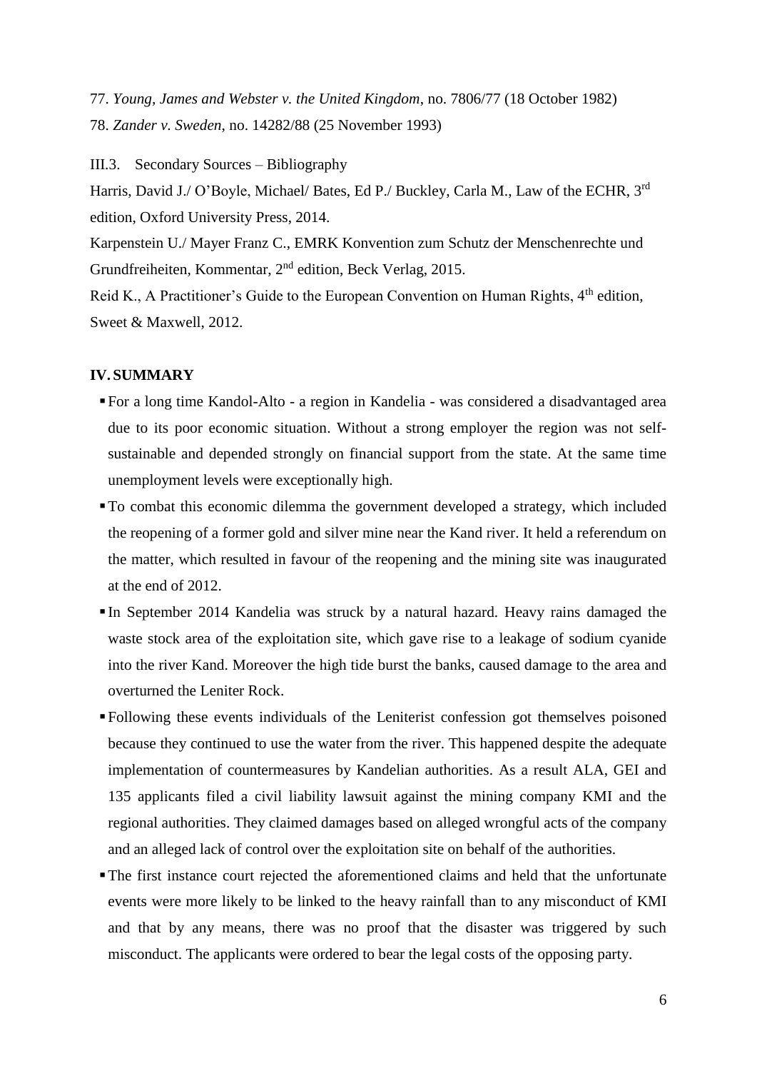77. *Young, James and Webster v. the United Kingdom*, no. 7806/77 (18 October 1982)

78. *Zander v. Sweden*, no. 14282/88 (25 November 1993)

III.3. Secondary Sources – Bibliography

Harris, David J./ O'Boyle, Michael/ Bates, Ed P./ Buckley, Carla M., Law of the ECHR, 3rd edition, Oxford University Press, 2014.

Karpenstein U./ Mayer Franz C., EMRK Konvention zum Schutz der Menschenrechte und Grundfreiheiten, Kommentar, 2nd edition, Beck Verlag, 2015.

Reid K., A Practitioner's Guide to the European Convention on Human Rights, 4th edition, Sweet & Maxwell, 2012.

## IV. SUMMARY

- For a long time Kandol-Alto - a region in Kandelia - was considered a disadvantaged area due to its poor economic situation. Without a strong employer the region was not self-sustainable and depended strongly on financial support from the state. At the same time unemployment levels were exceptionally high.
- To combat this economic dilemma the government developed a strategy, which included the reopening of a former gold and silver mine near the Kand river. It held a referendum on the matter, which resulted in favour of the reopening and the mining site was inaugurated at the end of 2012.
- In September 2014 Kandelia was struck by a natural hazard. Heavy rains damaged the waste stock area of the exploitation site, which gave rise to a leakage of sodium cyanide into the river Kand. Moreover the high tide burst the banks, caused damage to the area and overturned the Leniter Rock.
- Following these events individuals of the Leniterist confession got themselves poisoned because they continued to use the water from the river. This happened despite the adequate implementation of countermeasures by Kandelian authorities. As a result ALA, GEI and 135 applicants filed a civil liability lawsuit against the mining company KMI and the regional authorities. They claimed damages based on alleged wrongful acts of the company and an alleged lack of control over the exploitation site on behalf of the authorities.
- The first instance court rejected the aforementioned claims and held that the unfortunate events were more likely to be linked to the heavy rainfall than to any misconduct of KMI and that by any means, there was no proof that the disaster was triggered by such misconduct. The applicants were ordered to bear the legal costs of the opposing party.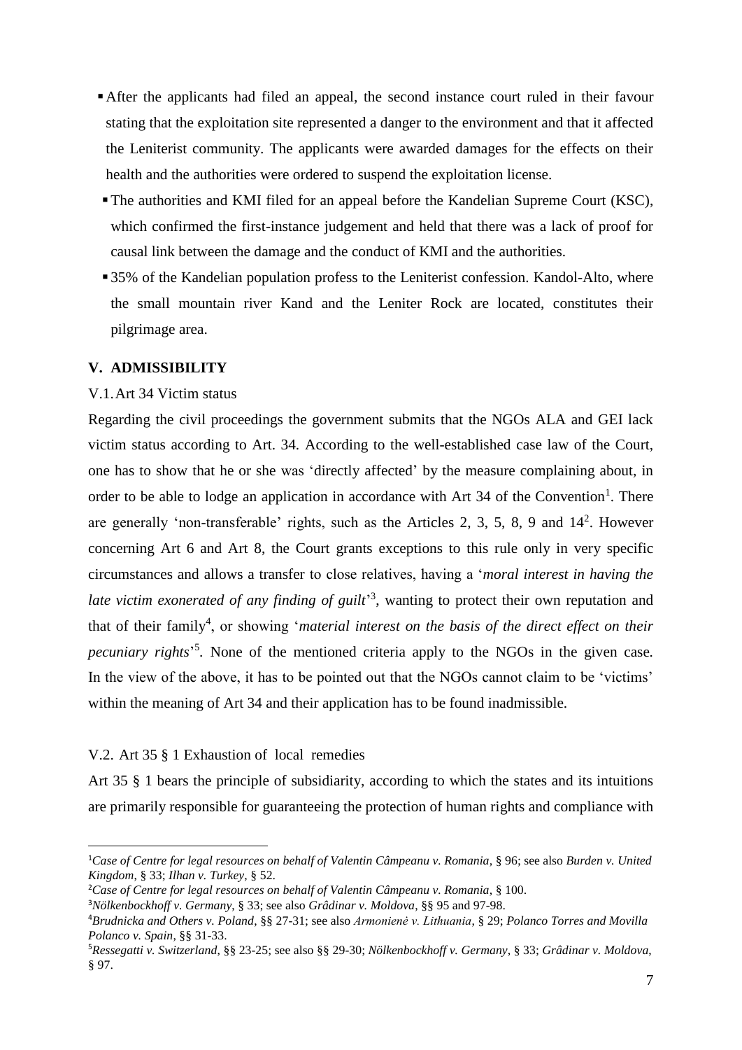- After the applicants had filed an appeal, the second instance court ruled in their favour stating that the exploitation site represented a danger to the environment and that it affected the Leniterist community. The applicants were awarded damages for the effects on their health and the authorities were ordered to suspend the exploitation license.
- The authorities and KMI filed for an appeal before the Kandelian Supreme Court (KSC), which confirmed the first-instance judgement and held that there was a lack of proof for causal link between the damage and the conduct of KMI and the authorities.
- 35% of the Kandelian population profess to the Leniterist confession. Kandol-Alto, where the small mountain river Kand and the Leniter Rock are located, constitutes their pilgrimage area.

## V. ADMISSIBILITY

### V.1. Art 34 Victim status

Regarding the civil proceedings the government submits that the NGOs ALA and GEI lack victim status according to Art. 34. According to the well-established case law of the Court, one has to show that he or she was 'directly affected' by the measure complaining about, in order to be able to lodge an application in accordance with Art 34 of the Convention[1]. There are generally 'non-transferable' rights, such as the Articles 2, 3, 5, 8, 9 and 14[2]. However concerning Art 6 and Art 8, the Court grants exceptions to this rule only in very specific circumstances and allows a transfer to close relatives, having a '*moral interest in having the late victim exonerated of any finding of guilt*'[3], wanting to protect their own reputation and that of their family[4], or showing '*material interest on the basis of the direct effect on their pecuniary rights*'[5]. None of the mentioned criteria apply to the NGOs in the given case. In the view of the above, it has to be pointed out that the NGOs cannot claim to be 'victims' within the meaning of Art 34 and their application has to be found inadmissible.

### V.2. Art 35 § 1 Exhaustion of local remedies

Art 35 § 1 bears the principle of subsidiarity, according to which the states and its intuitions are primarily responsible for guaranteeing the protection of human rights and compliance with

---

[1] *Case of Centre for legal resources on behalf of Valentin Câmpeanu v. Romania*, § 96; see also *Burden v. United Kingdom*, § 33; *Ilhan v. Turkey*, § 52.

[2] *Case of Centre for legal resources on behalf of Valentin Câmpeanu v. Romania*, § 100.

[3] *Nölkenbockhoff v. Germany*, § 33; see also *Grâdinar v. Moldova*, §§ 95 and 97-98.

[4] *Brudnicka and Others v. Poland*, §§ 27-31; see also *Armonienė v. Lithuania*, § 29; *Polanco Torres and Movilla Polanco v. Spain*, §§ 31-33.

[5] *Ressegatti v. Switzerland*, §§ 23-25; see also §§ 29-30; *Nölkenbockhoff v. Germany*, § 33; *Grâdinar v. Moldova*, § 97.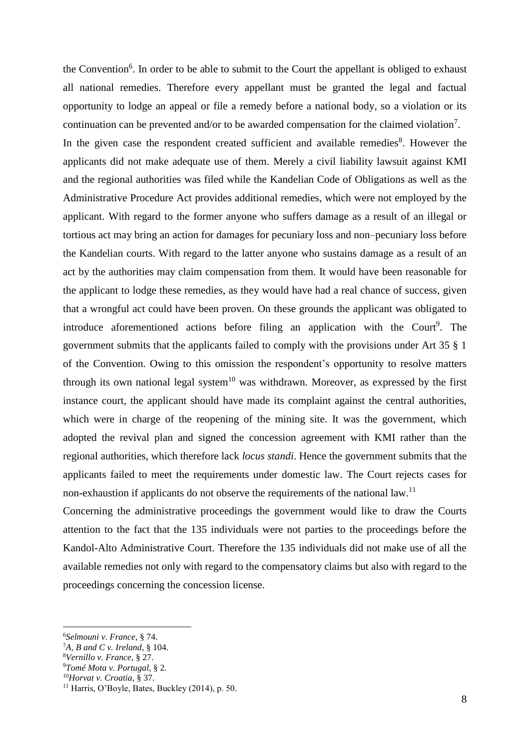the Convention[6]. In order to be able to submit to the Court the appellant is obliged to exhaust all national remedies. Therefore every appellant must be granted the legal and factual opportunity to lodge an appeal or file a remedy before a national body, so a violation or its continuation can be prevented and/or to be awarded compensation for the claimed violation[7].

In the given case the respondent created sufficient and available remedies[8]. However the applicants did not make adequate use of them. Merely a civil liability lawsuit against KMI and the regional authorities was filed while the Kandelian Code of Obligations as well as the Administrative Procedure Act provides additional remedies, which were not employed by the applicant. With regard to the former anyone who suffers damage as a result of an illegal or tortious act may bring an action for damages for pecuniary loss and non–pecuniary loss before the Kandelian courts. With regard to the latter anyone who sustains damage as a result of an act by the authorities may claim compensation from them. It would have been reasonable for the applicant to lodge these remedies, as they would have had a real chance of success, given that a wrongful act could have been proven. On these grounds the applicant was obligated to introduce aforementioned actions before filing an application with the Court[9]. The government submits that the applicants failed to comply with the provisions under Art 35 § 1 of the Convention. Owing to this omission the respondent's opportunity to resolve matters through its own national legal system[10] was withdrawn. Moreover, as expressed by the first instance court, the applicant should have made its complaint against the central authorities, which were in charge of the reopening of the mining site. It was the government, which adopted the revival plan and signed the concession agreement with KMI rather than the regional authorities, which therefore lack *locus standi*. Hence the government submits that the applicants failed to meet the requirements under domestic law. The Court rejects cases for non-exhaustion if applicants do not observe the requirements of the national law.[11]

Concerning the administrative proceedings the government would like to draw the Courts attention to the fact that the 135 individuals were not parties to the proceedings before the Kandol-Alto Administrative Court. Therefore the 135 individuals did not make use of all the available remedies not only with regard to the compensatory claims but also with regard to the proceedings concerning the concession license.

---

[6] *Selmouni v. France*, § 74.

[7] *A, B and C v. Ireland*, § 104.

[8] *Vernillo v. France*, § 27.

[9] *Tomé Mota v. Portugal*, § 2.

[10] *Horvat v. Croatia*, § 37.

[11] Harris, O'Boyle, Bates, Buckley (2014), p. 50.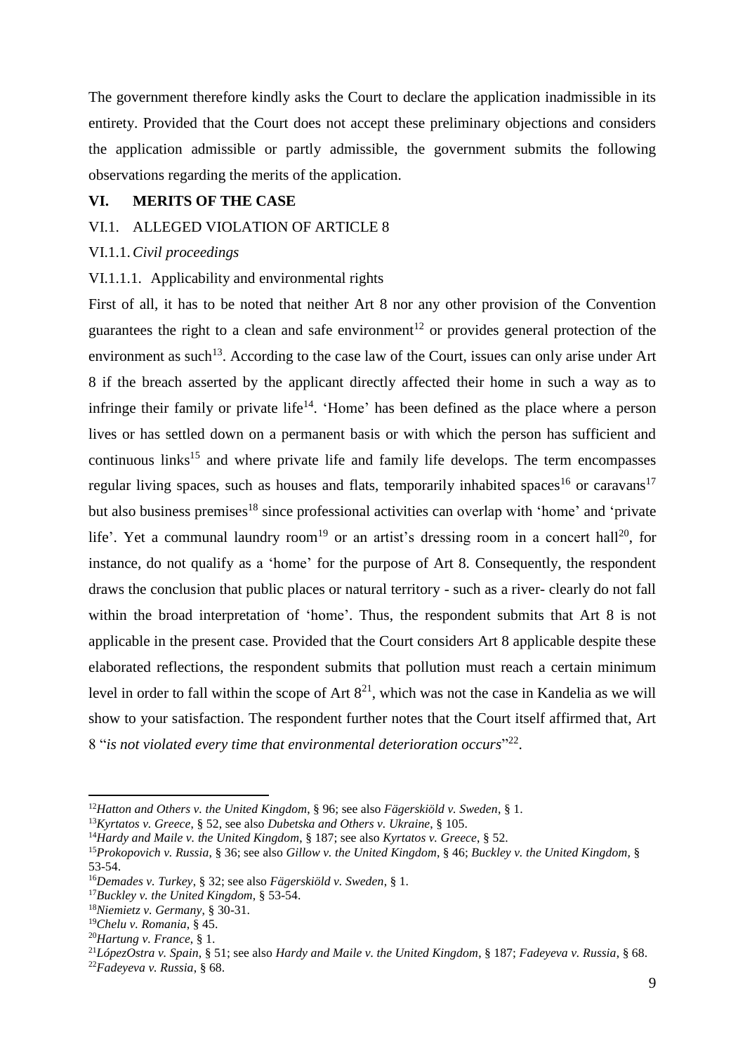The government therefore kindly asks the Court to declare the application inadmissible in its entirety. Provided that the Court does not accept these preliminary objections and considers the application admissible or partly admissible, the government submits the following observations regarding the merits of the application.

## VI. MERITS OF THE CASE

### VI.1. ALLEGED VIOLATION OF ARTICLE 8

#### VI.1.1. *Civil proceedings*

##### VI.1.1.1. Applicability and environmental rights

First of all, it has to be noted that neither Art 8 nor any other provision of the Convention guarantees the right to a clean and safe environment[12] or provides general protection of the environment as such[13]. According to the case law of the Court, issues can only arise under Art 8 if the breach asserted by the applicant directly affected their home in such a way as to infringe their family or private life[14]. 'Home' has been defined as the place where a person lives or has settled down on a permanent basis or with which the person has sufficient and continuous links[15] and where private life and family life develops. The term encompasses regular living spaces, such as houses and flats, temporarily inhabited spaces[16] or caravans[17] but also business premises[18] since professional activities can overlap with 'home' and 'private life'. Yet a communal laundry room[19] or an artist's dressing room in a concert hall[20], for instance, do not qualify as a 'home' for the purpose of Art 8. Consequently, the respondent draws the conclusion that public places or natural territory - such as a river- clearly do not fall within the broad interpretation of 'home'. Thus, the respondent submits that Art 8 is not applicable in the present case. Provided that the Court considers Art 8 applicable despite these elaborated reflections, the respondent submits that pollution must reach a certain minimum level in order to fall within the scope of Art 8[21], which was not the case in Kandelia as we will show to your satisfaction. The respondent further notes that the Court itself affirmed that, Art 8 "*is not violated every time that environmental deterioration occurs*"[22].

---

[12] *Hatton and Others v. the United Kingdom*, § 96; see also *Fägerskiöld v. Sweden*, § 1.

[13] *Kyrtatos v. Greece*, § 52, see also *Dubetska and Others v. Ukraine*, § 105.

[14] *Hardy and Maile v. the United Kingdom*, § 187; see also *Kyrtatos v. Greece*, § 52.

[15] *Prokopovich v. Russia*, § 36; see also *Gillow v. the United Kingdom*, § 46; *Buckley v. the United Kingdom*, § 53-54.

[16] *Demades v. Turkey*, § 32; see also *Fägerskiöld v. Sweden*, § 1.

[17] *Buckley v. the United Kingdom*, § 53-54.

[18] *Niemietz v. Germany*, § 30-31.

[19] *Chelu v. Romania*, § 45.

[20] *Hartung v. France*, § 1.

[21] *LópezOstra v. Spain*, § 51; see also *Hardy and Maile v. the United Kingdom*, § 187; *Fadeyeva v. Russia*, § 68.

[22] *Fadeyeva v. Russia*, § 68.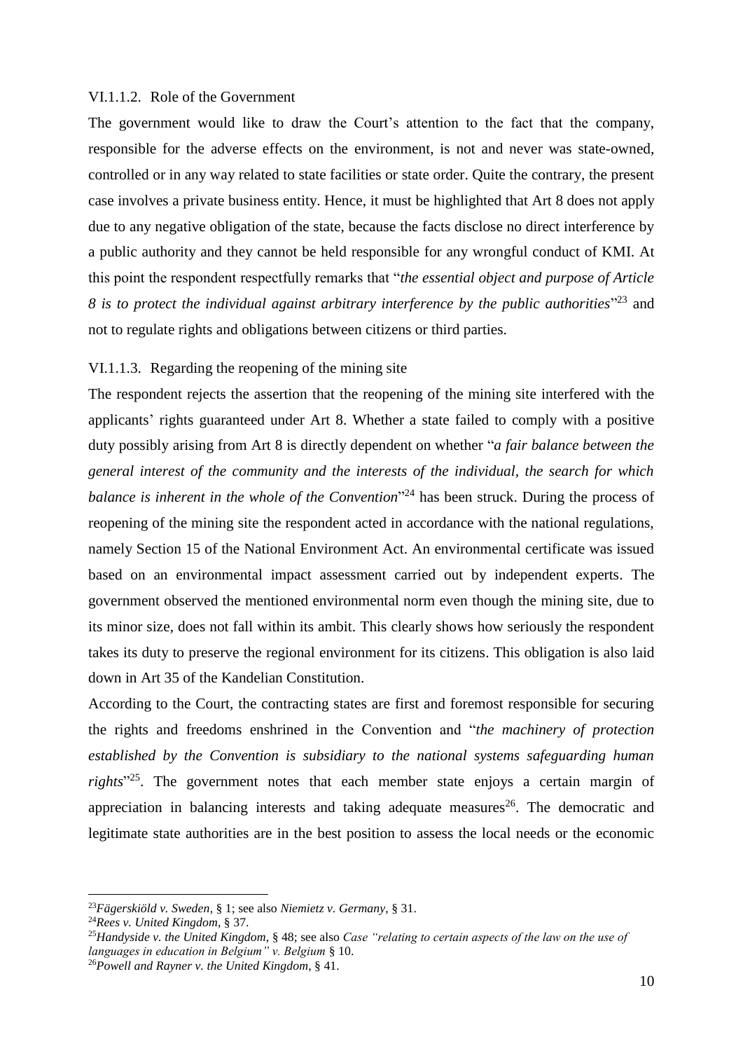#### VI.1.1.2. Role of the Government

The government would like to draw the Court's attention to the fact that the company, responsible for the adverse effects on the environment, is not and never was state-owned, controlled or in any way related to state facilities or state order. Quite the contrary, the present case involves a private business entity. Hence, it must be highlighted that Art 8 does not apply due to any negative obligation of the state, because the facts disclose no direct interference by a public authority and they cannot be held responsible for any wrongful conduct of KMI. At this point the respondent respectfully remarks that "*the essential object and purpose of Article 8 is to protect the individual against arbitrary interference by the public authorities*"[23] and not to regulate rights and obligations between citizens or third parties.

#### VI.1.1.3. Regarding the reopening of the mining site

The respondent rejects the assertion that the reopening of the mining site interfered with the applicants' rights guaranteed under Art 8. Whether a state failed to comply with a positive duty possibly arising from Art 8 is directly dependent on whether "*a fair balance between the general interest of the community and the interests of the individual, the search for which balance is inherent in the whole of the Convention*"[24] has been struck. During the process of reopening of the mining site the respondent acted in accordance with the national regulations, namely Section 15 of the National Environment Act. An environmental certificate was issued based on an environmental impact assessment carried out by independent experts. The government observed the mentioned environmental norm even though the mining site, due to its minor size, does not fall within its ambit. This clearly shows how seriously the respondent takes its duty to preserve the regional environment for its citizens. This obligation is also laid down in Art 35 of the Kandelian Constitution.

According to the Court, the contracting states are first and foremost responsible for securing the rights and freedoms enshrined in the Convention and "*the machinery of protection established by the Convention is subsidiary to the national systems safeguarding human rights*"[25]. The government notes that each member state enjoys a certain margin of appreciation in balancing interests and taking adequate measures[26]. The democratic and legitimate state authorities are in the best position to assess the local needs or the economic

---

[23] *Fägerskiöld v. Sweden*, § 1; see also *Niemietz v. Germany*, § 31.

[24] *Rees v. United Kingdom*, § 37.

[25] *Handyside v. the United Kingdom*, § 48; see also *Case "relating to certain aspects of the law on the use of languages in education in Belgium" v. Belgium* § 10.

[26] *Powell and Rayner v. the United Kingdom*, § 41.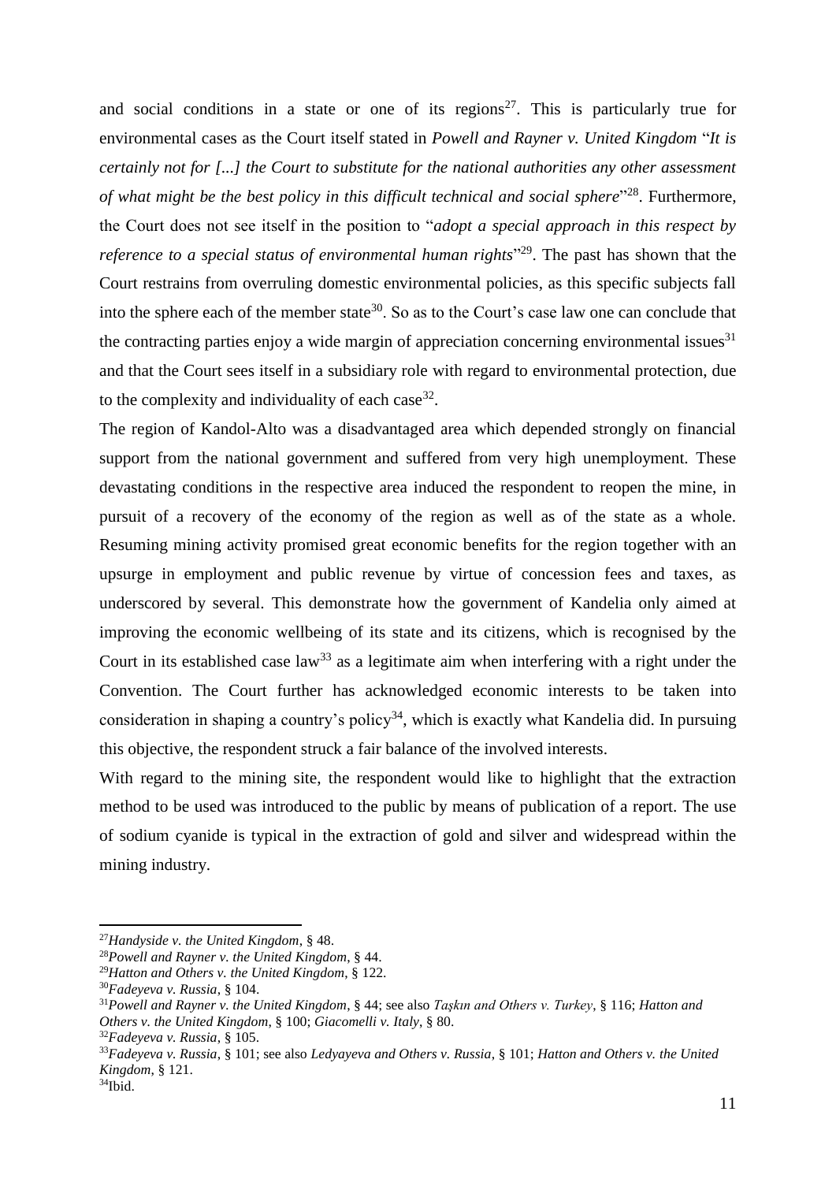and social conditions in a state or one of its regions[27]. This is particularly true for environmental cases as the Court itself stated in *Powell and Rayner v. United Kingdom* "*It is certainly not for [...] the Court to substitute for the national authorities any other assessment of what might be the best policy in this difficult technical and social sphere*"[28]. Furthermore, the Court does not see itself in the position to "*adopt a special approach in this respect by reference to a special status of environmental human rights*"[29]. The past has shown that the Court restrains from overruling domestic environmental policies, as this specific subjects fall into the sphere each of the member state[30]. So as to the Court's case law one can conclude that the contracting parties enjoy a wide margin of appreciation concerning environmental issues[31] and that the Court sees itself in a subsidiary role with regard to environmental protection, due to the complexity and individuality of each case[32].

The region of Kandol-Alto was a disadvantaged area which depended strongly on financial support from the national government and suffered from very high unemployment. These devastating conditions in the respective area induced the respondent to reopen the mine, in pursuit of a recovery of the economy of the region as well as of the state as a whole. Resuming mining activity promised great economic benefits for the region together with an upsurge in employment and public revenue by virtue of concession fees and taxes, as underscored by several. This demonstrate how the government of Kandelia only aimed at improving the economic wellbeing of its state and its citizens, which is recognised by the Court in its established case law[33] as a legitimate aim when interfering with a right under the Convention. The Court further has acknowledged economic interests to be taken into consideration in shaping a country's policy[34], which is exactly what Kandelia did. In pursuing this objective, the respondent struck a fair balance of the involved interests.

With regard to the mining site, the respondent would like to highlight that the extraction method to be used was introduced to the public by means of publication of a report. The use of sodium cyanide is typical in the extraction of gold and silver and widespread within the mining industry.

---

[27] *Handyside v. the United Kingdom*, § 48.

[28] *Powell and Rayner v. the United Kingdom*, § 44.

[29] *Hatton and Others v. the United Kingdom*, § 122.

[30] *Fadeyeva v. Russia*, § 104.

[31] *Powell and Rayner v. the United Kingdom*, § 44; see also *Taşkın and Others v. Turkey*, § 116; *Hatton and Others v. the United Kingdom*, § 100; *Giacomelli v. Italy*, § 80.

[32] *Fadeyeva v. Russia*, § 105.

[33] *Fadeyeva v. Russia*, § 101; see also *Ledyayeva and Others v. Russia*, § 101; *Hatton and Others v. the United Kingdom*, § 121.

[34] Ibid.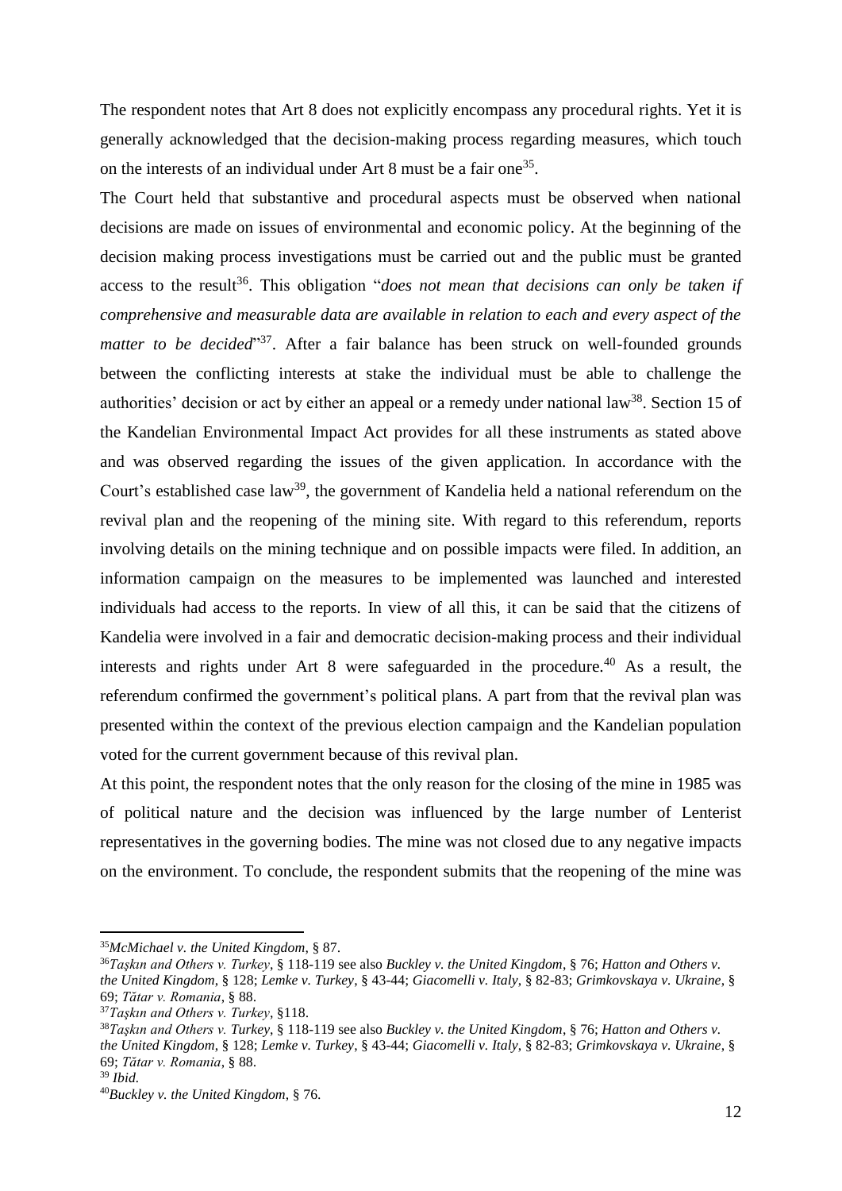The respondent notes that Art 8 does not explicitly encompass any procedural rights. Yet it is generally acknowledged that the decision-making process regarding measures, which touch on the interests of an individual under Art 8 must be a fair one[35].

The Court held that substantive and procedural aspects must be observed when national decisions are made on issues of environmental and economic policy. At the beginning of the decision making process investigations must be carried out and the public must be granted access to the result[36]. This obligation "*does not mean that decisions can only be taken if comprehensive and measurable data are available in relation to each and every aspect of the matter to be decided*"[37]. After a fair balance has been struck on well-founded grounds between the conflicting interests at stake the individual must be able to challenge the authorities' decision or act by either an appeal or a remedy under national law[38]. Section 15 of the Kandelian Environmental Impact Act provides for all these instruments as stated above and was observed regarding the issues of the given application. In accordance with the Court's established case law[39], the government of Kandelia held a national referendum on the revival plan and the reopening of the mining site. With regard to this referendum, reports involving details on the mining technique and on possible impacts were filed. In addition, an information campaign on the measures to be implemented was launched and interested individuals had access to the reports. In view of all this, it can be said that the citizens of Kandelia were involved in a fair and democratic decision-making process and their individual interests and rights under Art 8 were safeguarded in the procedure.[40] As a result, the referendum confirmed the government's political plans. A part from that the revival plan was presented within the context of the previous election campaign and the Kandelian population voted for the current government because of this revival plan.

At this point, the respondent notes that the only reason for the closing of the mine in 1985 was of political nature and the decision was influenced by the large number of Lenterist representatives in the governing bodies. The mine was not closed due to any negative impacts on the environment. To conclude, the respondent submits that the reopening of the mine was

---

[35]*McMichael v. the United Kingdom*, § 87.

[36]*Taşkın and Others v. Turkey*, § 118-119 see also *Buckley v. the United Kingdom*, § 76; *Hatton and Others v. the United Kingdom*, § 128; *Lemke v. Turkey*, § 43-44; *Giacomelli v. Italy*, § 82-83; *Grimkovskaya v. Ukraine*, § 69; *Tătar v. Romania*, § 88.

[37]*Taşkın and Others v. Turkey*, §118.

[38]*Taşkın and Others v. Turkey*, § 118-119 see also *Buckley v. the United Kingdom*, § 76; *Hatton and Others v. the United Kingdom*, § 128; *Lemke v. Turkey*, § 43-44; *Giacomelli v. Italy*, § 82-83; *Grimkovskaya v. Ukraine*, § 69; *Tătar v. Romania*, § 88.

[39] *Ibid.*

[40]*Buckley v. the United Kingdom*, § 76.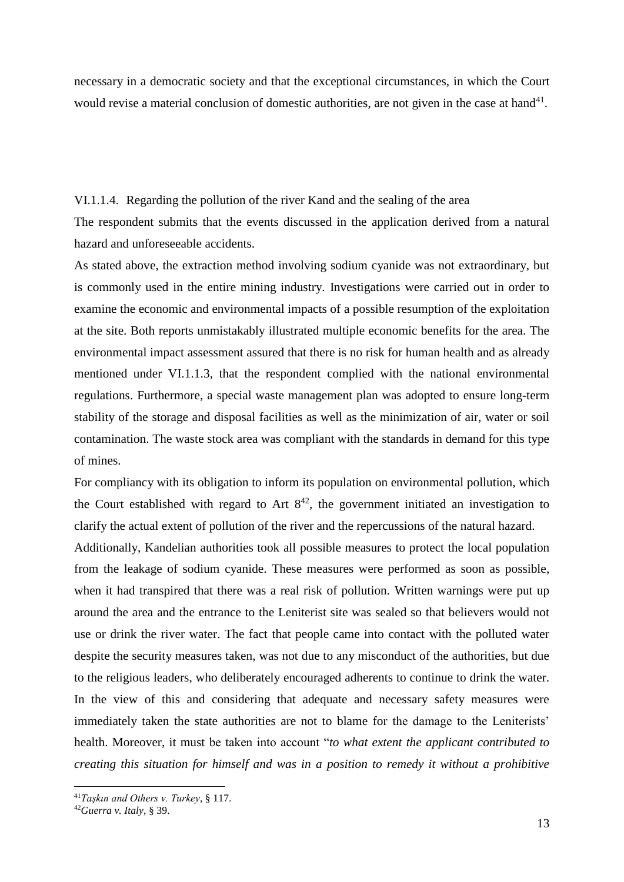necessary in a democratic society and that the exceptional circumstances, in which the Court would revise a material conclusion of domestic authorities, are not given in the case at hand[41].

#### VI.1.1.4. Regarding the pollution of the river Kand and the sealing of the area

The respondent submits that the events discussed in the application derived from a natural hazard and unforeseeable accidents.

As stated above, the extraction method involving sodium cyanide was not extraordinary, but is commonly used in the entire mining industry. Investigations were carried out in order to examine the economic and environmental impacts of a possible resumption of the exploitation at the site. Both reports unmistakably illustrated multiple economic benefits for the area. The environmental impact assessment assured that there is no risk for human health and as already mentioned under VI.1.1.3, that the respondent complied with the national environmental regulations. Furthermore, a special waste management plan was adopted to ensure long-term stability of the storage and disposal facilities as well as the minimization of air, water or soil contamination. The waste stock area was compliant with the standards in demand for this type of mines.

For compliancy with its obligation to inform its population on environmental pollution, which the Court established with regard to Art 8[42], the government initiated an investigation to clarify the actual extent of pollution of the river and the repercussions of the natural hazard.

Additionally, Kandelian authorities took all possible measures to protect the local population from the leakage of sodium cyanide. These measures were performed as soon as possible, when it had transpired that there was a real risk of pollution. Written warnings were put up around the area and the entrance to the Leniterist site was sealed so that believers would not use or drink the river water. The fact that people came into contact with the polluted water despite the security measures taken, was not due to any misconduct of the authorities, but due to the religious leaders, who deliberately encouraged adherents to continue to drink the water. In the view of this and considering that adequate and necessary safety measures were immediately taken the state authorities are not to blame for the damage to the Leniterists' health. Moreover, it must be taken into account "*to what extent the applicant contributed to creating this situation for himself and was in a position to remedy it without a prohibitive*

---

[41]*Taşkın and Others v. Turkey*, § 117.

[42]*Guerra v. Italy*, § 39.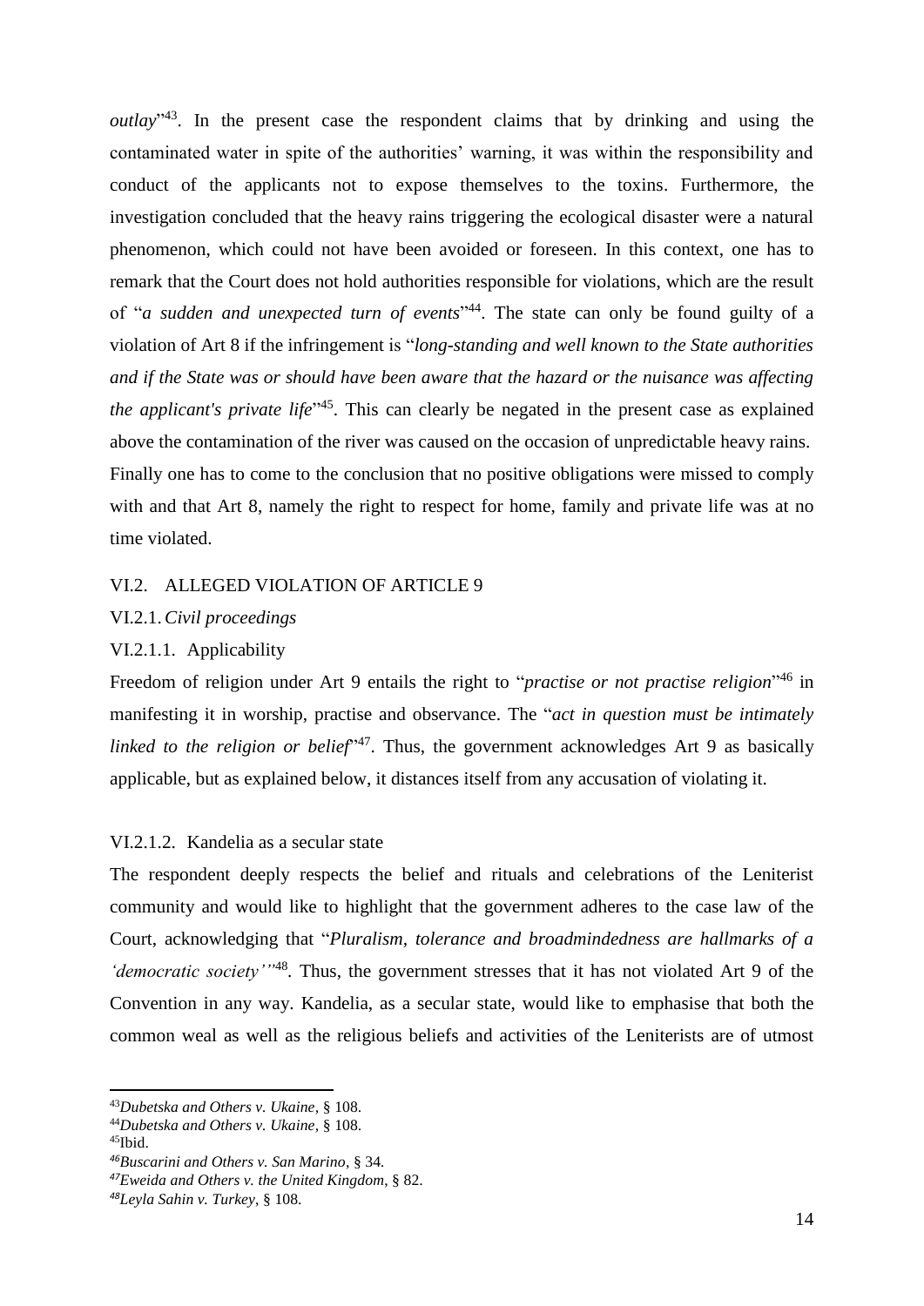*outlay*"[43]. In the present case the respondent claims that by drinking and using the contaminated water in spite of the authorities' warning, it was within the responsibility and conduct of the applicants not to expose themselves to the toxins. Furthermore, the investigation concluded that the heavy rains triggering the ecological disaster were a natural phenomenon, which could not have been avoided or foreseen. In this context, one has to remark that the Court does not hold authorities responsible for violations, which are the result of "*a sudden and unexpected turn of events*"[44]. The state can only be found guilty of a violation of Art 8 if the infringement is "*long-standing and well known to the State authorities and if the State was or should have been aware that the hazard or the nuisance was affecting the applicant's private life*"[45]. This can clearly be negated in the present case as explained above the contamination of the river was caused on the occasion of unpredictable heavy rains. Finally one has to come to the conclusion that no positive obligations were missed to comply with and that Art 8, namely the right to respect for home, family and private life was at no time violated.

## VI.2. ALLEGED VIOLATION OF ARTICLE 9

### VI.2.1. *Civil proceedings*

#### VI.2.1.1. Applicability

Freedom of religion under Art 9 entails the right to "*practise or not practise religion*"[46] in manifesting it in worship, practise and observance. The "*act in question must be intimately linked to the religion or belief*"[47]. Thus, the government acknowledges Art 9 as basically applicable, but as explained below, it distances itself from any accusation of violating it.

#### VI.2.1.2. Kandelia as a secular state

The respondent deeply respects the belief and rituals and celebrations of the Leniterist community and would like to highlight that the government adheres to the case law of the Court, acknowledging that "*Pluralism, tolerance and broadmindedness are hallmarks of a 'democratic society'*"[48]. Thus, the government stresses that it has not violated Art 9 of the Convention in any way. Kandelia, as a secular state, would like to emphasise that both the common weal as well as the religious beliefs and activities of the Leniterists are of utmost

---

[43] *Dubetska and Others v. Ukaine*, § 108.
[44] *Dubetska and Others v. Ukaine*, § 108.
[45] Ibid.
[46] *Buscarini and Others v. San Marino*, § 34.
[47] *Eweida and Others v. the United Kingdom*, § 82.
[48] *Leyla Sahin v. Turkey*, § 108.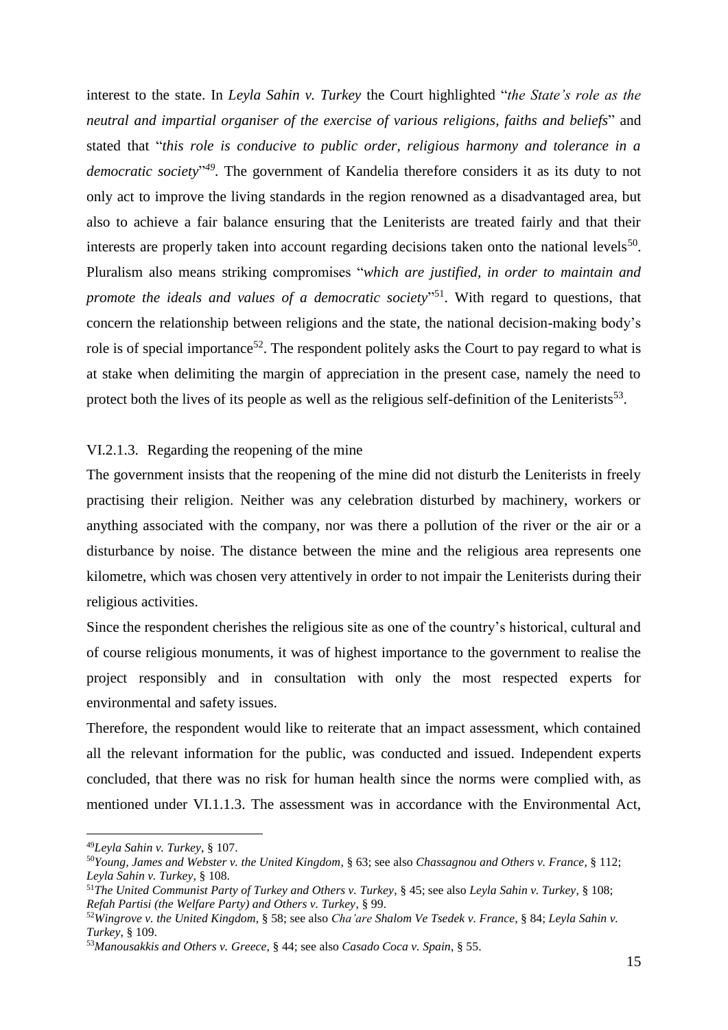interest to the state. In *Leyla Sahin v. Turkey* the Court highlighted "*the State's role as the neutral and impartial organiser of the exercise of various religions, faiths and beliefs*" and stated that "*this role is conducive to public order, religious harmony and tolerance in a democratic society*"[49]. The government of Kandelia therefore considers it as its duty to not only act to improve the living standards in the region renowned as a disadvantaged area, but also to achieve a fair balance ensuring that the Leniterists are treated fairly and that their interests are properly taken into account regarding decisions taken onto the national levels[50]. Pluralism also means striking compromises "*which are justified, in order to maintain and promote the ideals and values of a democratic society*"[51]. With regard to questions, that concern the relationship between religions and the state, the national decision-making body's role is of special importance[52]. The respondent politely asks the Court to pay regard to what is at stake when delimiting the margin of appreciation in the present case, namely the need to protect both the lives of its people as well as the religious self-definition of the Leniterists[53].

#### VI.2.1.3. Regarding the reopening of the mine

The government insists that the reopening of the mine did not disturb the Leniterists in freely practising their religion. Neither was any celebration disturbed by machinery, workers or anything associated with the company, nor was there a pollution of the river or the air or a disturbance by noise. The distance between the mine and the religious area represents one kilometre, which was chosen very attentively in order to not impair the Leniterists during their religious activities.

Since the respondent cherishes the religious site as one of the country's historical, cultural and of course religious monuments, it was of highest importance to the government to realise the project responsibly and in consultation with only the most respected experts for environmental and safety issues.

Therefore, the respondent would like to reiterate that an impact assessment, which contained all the relevant information for the public, was conducted and issued. Independent experts concluded, that there was no risk for human health since the norms were complied with, as mentioned under VI.1.1.3. The assessment was in accordance with the Environmental Act,

---

[49] *Leyla Sahin v. Turkey*, § 107.

[50] *Young, James and Webster v. the United Kingdom*, § 63; see also *Chassagnou and Others v. France*, § 112; *Leyla Sahin v. Turkey*, § 108.

[51] *The United Communist Party of Turkey and Others v. Turkey*, § 45; see also *Leyla Sahin v. Turkey*, § 108; *Refah Partisi (the Welfare Party) and Others v. Turkey*, § 99.

[52] *Wingrove v. the United Kingdom*, § 58; see also *Cha'are Shalom Ve Tsedek v. France*, § 84; *Leyla Sahin v. Turkey*, § 109.

[53] *Manousakkis and Others v. Greece*, § 44; see also *Casado Coca v. Spain*, § 55.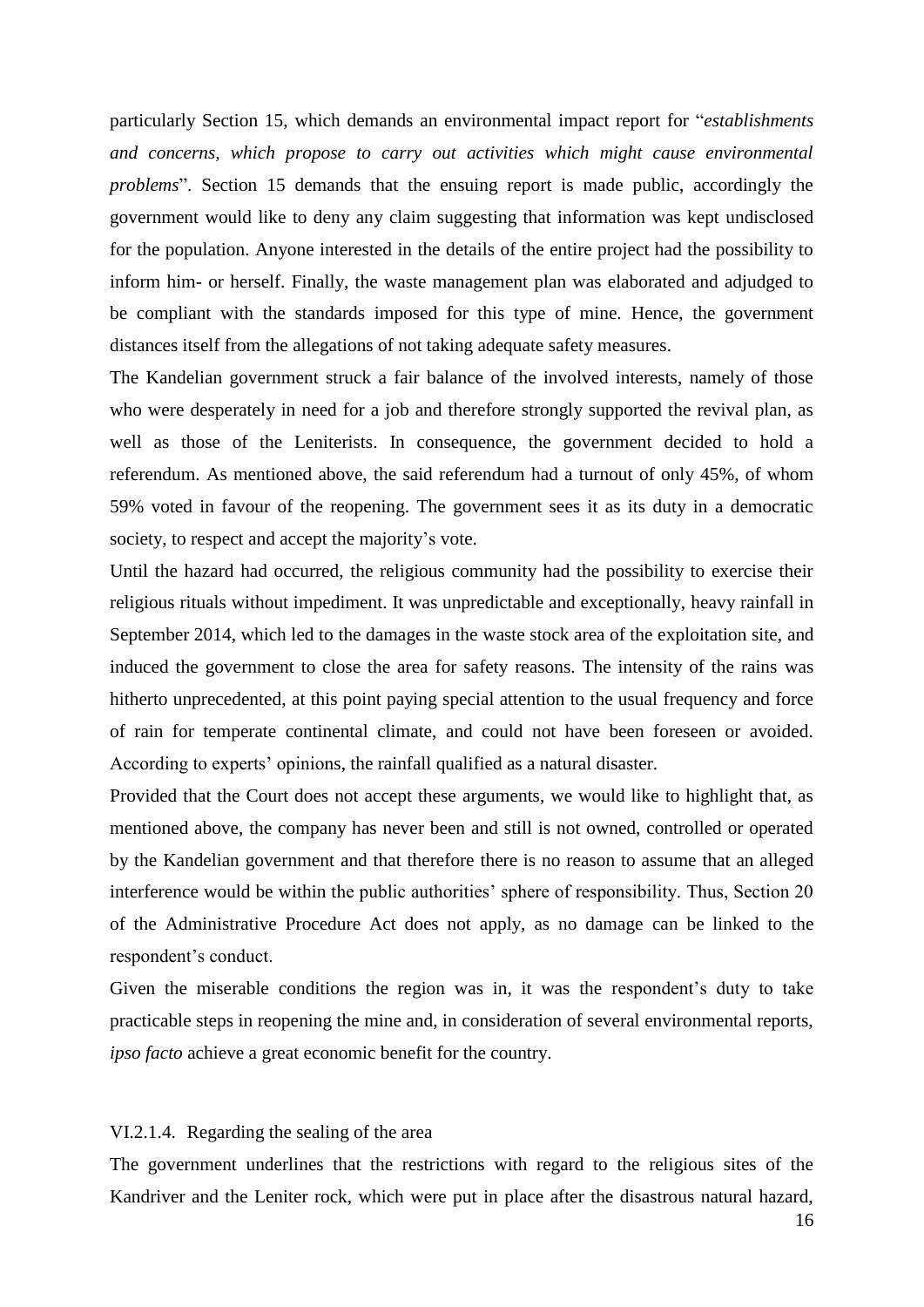particularly Section 15, which demands an environmental impact report for "*establishments and concerns, which propose to carry out activities which might cause environmental problems*". Section 15 demands that the ensuing report is made public, accordingly the government would like to deny any claim suggesting that information was kept undisclosed for the population. Anyone interested in the details of the entire project had the possibility to inform him- or herself. Finally, the waste management plan was elaborated and adjudged to be compliant with the standards imposed for this type of mine. Hence, the government distances itself from the allegations of not taking adequate safety measures.

The Kandelian government struck a fair balance of the involved interests, namely of those who were desperately in need for a job and therefore strongly supported the revival plan, as well as those of the Leniterists. In consequence, the government decided to hold a referendum. As mentioned above, the said referendum had a turnout of only 45%, of whom 59% voted in favour of the reopening. The government sees it as its duty in a democratic society, to respect and accept the majority's vote.

Until the hazard had occurred, the religious community had the possibility to exercise their religious rituals without impediment. It was unpredictable and exceptionally, heavy rainfall in September 2014, which led to the damages in the waste stock area of the exploitation site, and induced the government to close the area for safety reasons. The intensity of the rains was hitherto unprecedented, at this point paying special attention to the usual frequency and force of rain for temperate continental climate, and could not have been foreseen or avoided. According to experts' opinions, the rainfall qualified as a natural disaster.

Provided that the Court does not accept these arguments, we would like to highlight that, as mentioned above, the company has never been and still is not owned, controlled or operated by the Kandelian government and that therefore there is no reason to assume that an alleged interference would be within the public authorities' sphere of responsibility. Thus, Section 20 of the Administrative Procedure Act does not apply, as no damage can be linked to the respondent's conduct.

Given the miserable conditions the region was in, it was the respondent's duty to take practicable steps in reopening the mine and, in consideration of several environmental reports, *ipso facto* achieve a great economic benefit for the country.

#### VI.2.1.4. Regarding the sealing of the area

The government underlines that the restrictions with regard to the religious sites of the Kandriver and the Leniter rock, which were put in place after the disastrous natural hazard,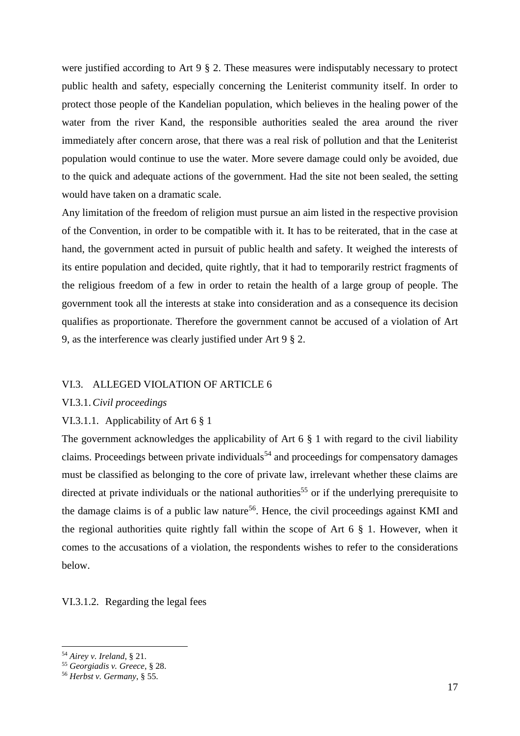were justified according to Art 9 § 2. These measures were indisputably necessary to protect public health and safety, especially concerning the Leniterist community itself. In order to protect those people of the Kandelian population, which believes in the healing power of the water from the river Kand, the responsible authorities sealed the area around the river immediately after concern arose, that there was a real risk of pollution and that the Leniterist population would continue to use the water. More severe damage could only be avoided, due to the quick and adequate actions of the government. Had the site not been sealed, the setting would have taken on a dramatic scale.

Any limitation of the freedom of religion must pursue an aim listed in the respective provision of the Convention, in order to be compatible with it. It has to be reiterated, that in the case at hand, the government acted in pursuit of public health and safety. It weighed the interests of its entire population and decided, quite rightly, that it had to temporarily restrict fragments of the religious freedom of a few in order to retain the health of a large group of people. The government took all the interests at stake into consideration and as a consequence its decision qualifies as proportionate. Therefore the government cannot be accused of a violation of Art 9, as the interference was clearly justified under Art 9 § 2.

## VI.3. ALLEGED VIOLATION OF ARTICLE 6

### VI.3.1. *Civil proceedings*

#### VI.3.1.1. Applicability of Art 6 § 1

The government acknowledges the applicability of Art 6 § 1 with regard to the civil liability claims. Proceedings between private individuals[54] and proceedings for compensatory damages must be classified as belonging to the core of private law, irrelevant whether these claims are directed at private individuals or the national authorities[55] or if the underlying prerequisite to the damage claims is of a public law nature[56]. Hence, the civil proceedings against KMI and the regional authorities quite rightly fall within the scope of Art 6 § 1. However, when it comes to the accusations of a violation, the respondents wishes to refer to the considerations below.

#### VI.3.1.2. Regarding the legal fees

---

[54] *Airey v. Ireland*, § 21.
[55] *Georgiadis v. Greece*, § 28.
[56] *Herbst v. Germany*, § 55.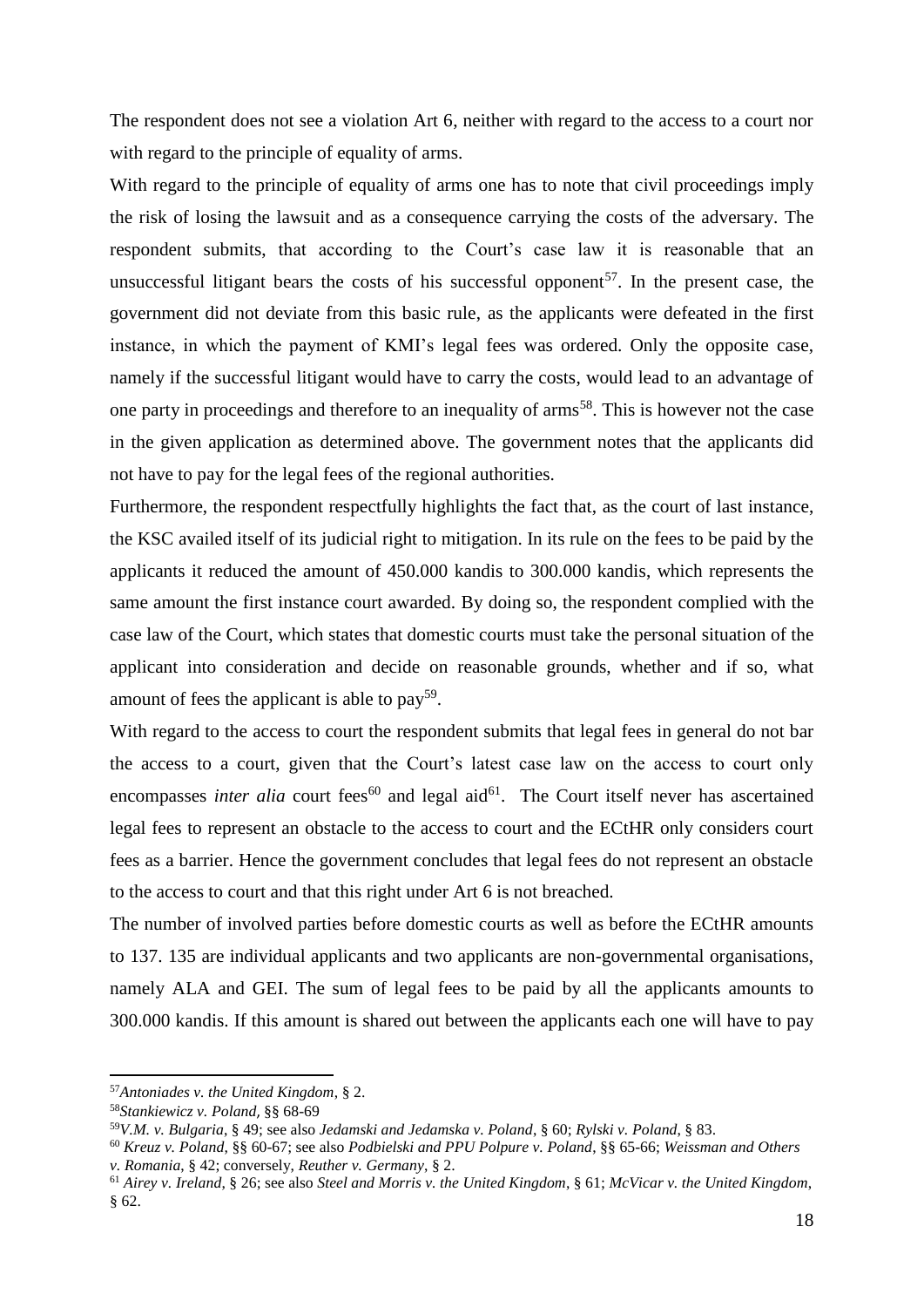The respondent does not see a violation Art 6, neither with regard to the access to a court nor with regard to the principle of equality of arms.

With regard to the principle of equality of arms one has to note that civil proceedings imply the risk of losing the lawsuit and as a consequence carrying the costs of the adversary. The respondent submits, that according to the Court's case law it is reasonable that an unsuccessful litigant bears the costs of his successful opponent[57]. In the present case, the government did not deviate from this basic rule, as the applicants were defeated in the first instance, in which the payment of KMI's legal fees was ordered. Only the opposite case, namely if the successful litigant would have to carry the costs, would lead to an advantage of one party in proceedings and therefore to an inequality of arms[58]. This is however not the case in the given application as determined above. The government notes that the applicants did not have to pay for the legal fees of the regional authorities.

Furthermore, the respondent respectfully highlights the fact that, as the court of last instance, the KSC availed itself of its judicial right to mitigation. In its rule on the fees to be paid by the applicants it reduced the amount of 450.000 kandis to 300.000 kandis, which represents the same amount the first instance court awarded. By doing so, the respondent complied with the case law of the Court, which states that domestic courts must take the personal situation of the applicant into consideration and decide on reasonable grounds, whether and if so, what amount of fees the applicant is able to pay[59].

With regard to the access to court the respondent submits that legal fees in general do not bar the access to a court, given that the Court's latest case law on the access to court only encompasses *inter alia* court fees[60] and legal aid[61]. The Court itself never has ascertained legal fees to represent an obstacle to the access to court and the ECtHR only considers court fees as a barrier. Hence the government concludes that legal fees do not represent an obstacle to the access to court and that this right under Art 6 is not breached.

The number of involved parties before domestic courts as well as before the ECtHR amounts to 137. 135 are individual applicants and two applicants are non-governmental organisations, namely ALA and GEI. The sum of legal fees to be paid by all the applicants amounts to 300.000 kandis. If this amount is shared out between the applicants each one will have to pay

---

[57] *Antoniades v. the United Kingdom*, § 2.

[58] *Stankiewicz v. Poland,* §§ 68-69

[59] *V.M. v. Bulgaria*, § 49; see also *Jedamski and Jedamska v. Poland*, § 60; *Rylski v. Poland*, § 83.

[60] *Kreuz v. Poland*, §§ 60-67; see also *Podbielski and PPU Polpure v. Poland*, §§ 65-66; *Weissman and Others v. Romania*, § 42; conversely, *Reuther v. Germany*, § 2.

[61] *Airey v. Ireland*, § 26; see also *Steel and Morris v. the United Kingdom*, § 61; *McVicar v. the United Kingdom*, § 62.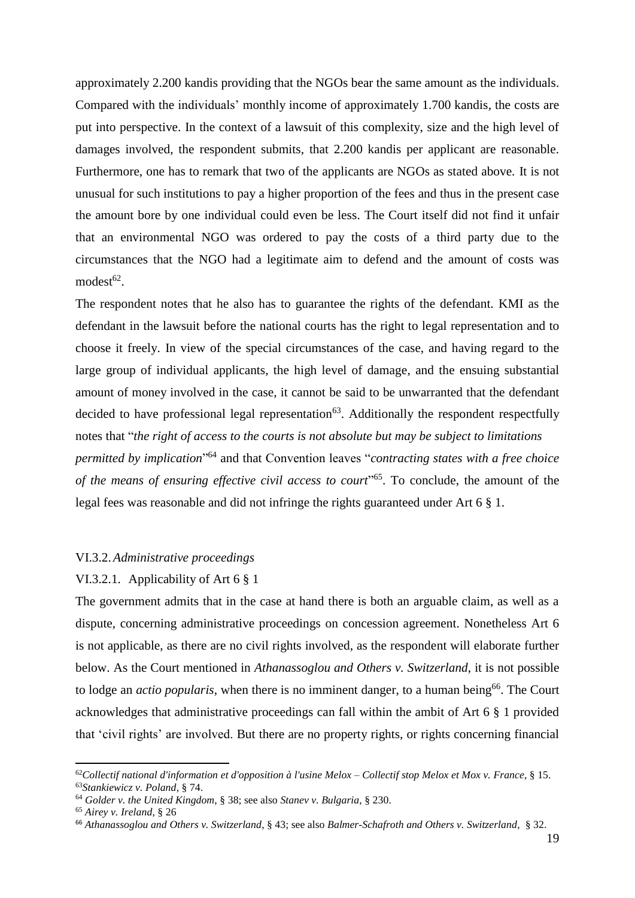approximately 2.200 kandis providing that the NGOs bear the same amount as the individuals. Compared with the individuals' monthly income of approximately 1.700 kandis, the costs are put into perspective. In the context of a lawsuit of this complexity, size and the high level of damages involved, the respondent submits, that 2.200 kandis per applicant are reasonable. Furthermore, one has to remark that two of the applicants are NGOs as stated above. It is not unusual for such institutions to pay a higher proportion of the fees and thus in the present case the amount bore by one individual could even be less. The Court itself did not find it unfair that an environmental NGO was ordered to pay the costs of a third party due to the circumstances that the NGO had a legitimate aim to defend and the amount of costs was modest[62].

The respondent notes that he also has to guarantee the rights of the defendant. KMI as the defendant in the lawsuit before the national courts has the right to legal representation and to choose it freely. In view of the special circumstances of the case, and having regard to the large group of individual applicants, the high level of damage, and the ensuing substantial amount of money involved in the case, it cannot be said to be unwarranted that the defendant decided to have professional legal representation[63]. Additionally the respondent respectfully notes that "*the right of access to the courts is not absolute but may be subject to limitations permitted by implication*"[64] and that Convention leaves "*contracting states with a free choice of the means of ensuring effective civil access to court*"[65]. To conclude, the amount of the legal fees was reasonable and did not infringe the rights guaranteed under Art 6 § 1.

### VI.3.2. *Administrative proceedings*

#### VI.3.2.1. Applicability of Art 6 § 1

The government admits that in the case at hand there is both an arguable claim, as well as a dispute, concerning administrative proceedings on concession agreement. Nonetheless Art 6 is not applicable, as there are no civil rights involved, as the respondent will elaborate further below. As the Court mentioned in *Athanassoglou and Others v. Switzerland*, it is not possible to lodge an *actio popularis,* when there is no imminent danger, to a human being[66]. The Court acknowledges that administrative proceedings can fall within the ambit of Art 6 § 1 provided that 'civil rights' are involved. But there are no property rights, or rights concerning financial

---

[62] *Collectif national d'information et d'opposition à l'usine Melox – Collectif stop Melox et Mox v. France*, § 15.

[63] *Stankiewicz v. Poland*, § 74.

[64] *Golder v. the United Kingdom*, § 38; see also *Stanev v. Bulgaria*, § 230.

[65] *Airey v. Ireland*, § 26

[66] *Athanassoglou and Others v. Switzerland*, § 43; see also *Balmer-Schafroth and Others v. Switzerland*, § 32.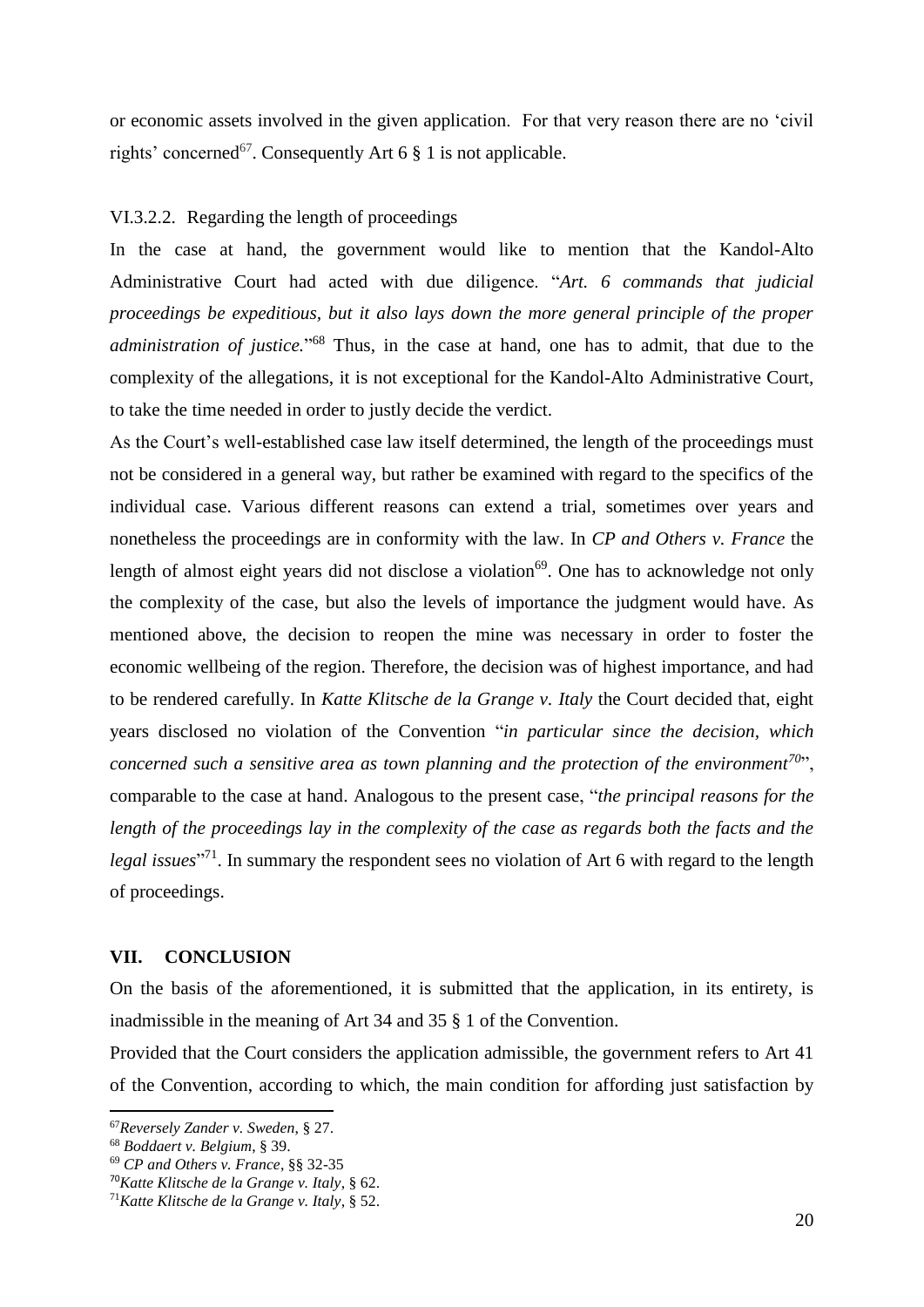or economic assets involved in the given application. For that very reason there are no 'civil rights' concerned[67]. Consequently Art 6 § 1 is not applicable.

### VI.3.2.2. Regarding the length of proceedings

In the case at hand, the government would like to mention that the Kandol-Alto Administrative Court had acted with due diligence. "*Art. 6 commands that judicial proceedings be expeditious, but it also lays down the more general principle of the proper administration of justice.*"[68] Thus, in the case at hand, one has to admit, that due to the complexity of the allegations, it is not exceptional for the Kandol-Alto Administrative Court, to take the time needed in order to justly decide the verdict.

As the Court's well-established case law itself determined, the length of the proceedings must not be considered in a general way, but rather be examined with regard to the specifics of the individual case. Various different reasons can extend a trial, sometimes over years and nonetheless the proceedings are in conformity with the law. In *CP and Others v. France* the length of almost eight years did not disclose a violation[69]. One has to acknowledge not only the complexity of the case, but also the levels of importance the judgment would have. As mentioned above, the decision to reopen the mine was necessary in order to foster the economic wellbeing of the region. Therefore, the decision was of highest importance, and had to be rendered carefully. In *Katte Klitsche de la Grange v. Italy* the Court decided that, eight years disclosed no violation of the Convention "*in particular since the decision, which concerned such a sensitive area as town planning and the protection of the environment*[70]", comparable to the case at hand. Analogous to the present case, "*the principal reasons for the length of the proceedings lay in the complexity of the case as regards both the facts and the legal issues*"[71]. In summary the respondent sees no violation of Art 6 with regard to the length of proceedings.

## VII. CONCLUSION

On the basis of the aforementioned, it is submitted that the application, in its entirety, is inadmissible in the meaning of Art 34 and 35 § 1 of the Convention.

Provided that the Court considers the application admissible, the government refers to Art 41 of the Convention, according to which, the main condition for affording just satisfaction by

---

[67] *Reversely Zander v. Sweden*, § 27.

[68] *Boddaert v. Belgium*, § 39.

[69] *CP and Others v. France*, §§ 32-35

[70] *Katte Klitsche de la Grange v. Italy*, § 62.

[71] *Katte Klitsche de la Grange v. Italy*, § 52.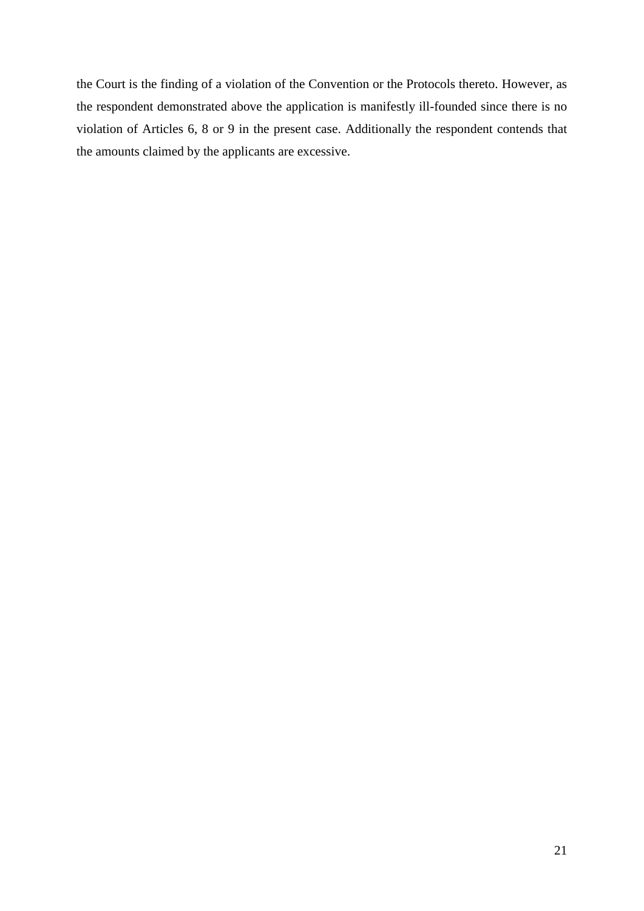the Court is the finding of a violation of the Convention or the Protocols thereto. However, as the respondent demonstrated above the application is manifestly ill-founded since there is no violation of Articles 6, 8 or 9 in the present case. Additionally the respondent contends that the amounts claimed by the applicants are excessive.